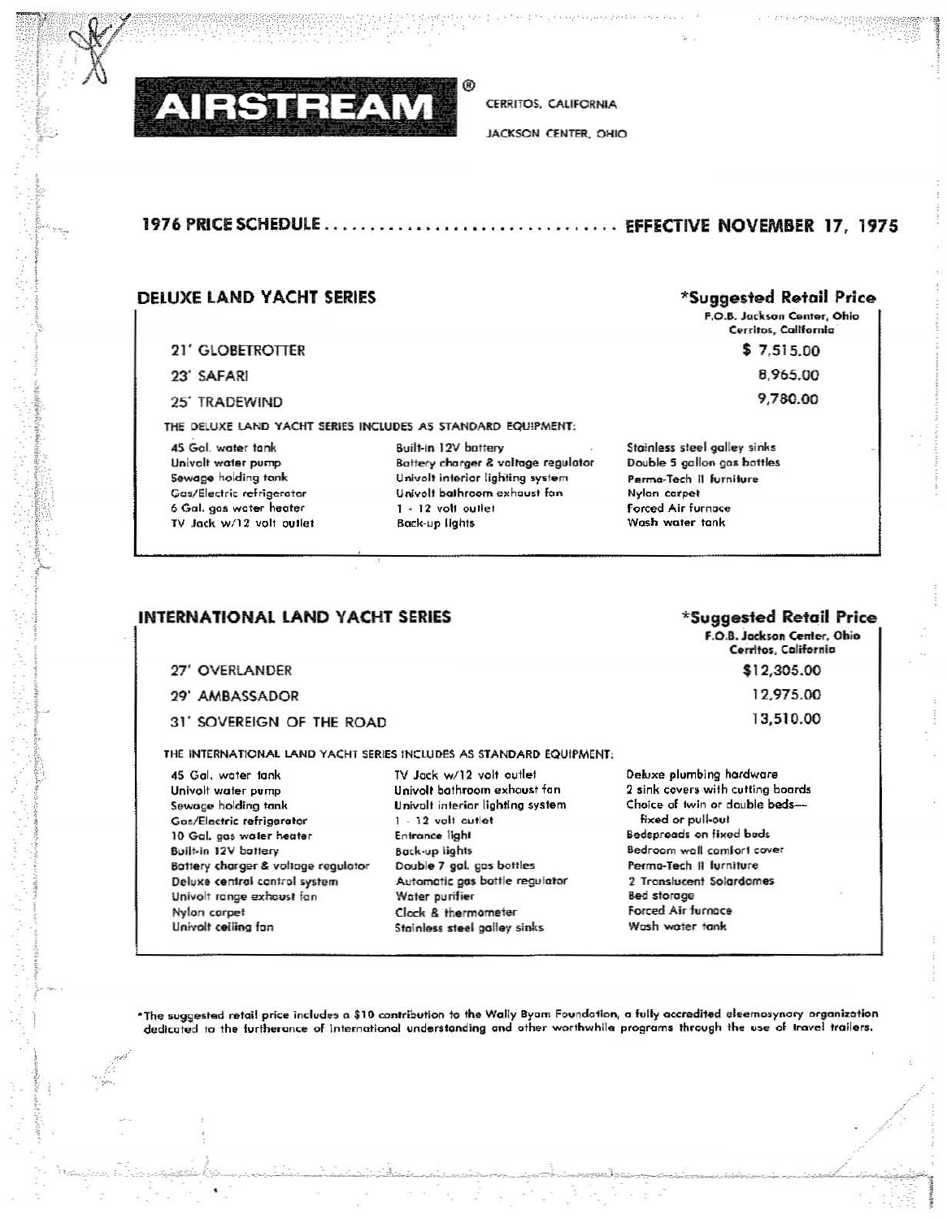# AIRSTREAM®

CERRITOS, CALIFORNIA

JACKSON CENTER, OHIO

## 1976 PRICE SCHEDULE .................................... EFFECTIVE NOVEMBER 17, 1975

### DELUXE LAND YACHT SERIES

| | *Suggested Retail Price F.O.B. Jackson Center, Ohio Cerritos, California |
|---|---|
| 21' GLOBETROTTER | $ 7,515.00 |
| 23' SAFARI | 8,965.00 |
| 25' TRADEWIND | 9,780.00 |

THE DELUXE LAND YACHT SERIES INCLUDES AS STANDARD EQUIPMENT:

- 45 Gal. water tank
- Univolt water pump
- Sewage holding tank
- Gas/Electric refrigerator
- 6 Gal. gas water heater
- TV Jack w/12 volt outlet
- Built-in 12V battery
- Battery charger & voltage regulator
- Univolt interior lighting system
- Univolt bathroom exhaust fan
- 1 - 12 volt outlet
- Back-up lights
- Stainless steel galley sinks
- Double 5 gallon gas bottles
- Perma-Tech II furniture
- Nylon carpet
- Forced Air furnace
- Wash water tank

### INTERNATIONAL LAND YACHT SERIES

| | *Suggested Retail Price F.O.B. Jackson Center, Ohio Cerritos, California |
|---|---|
| 27' OVERLANDER | $12,305.00 |
| 29' AMBASSADOR | 12,975.00 |
| 31' SOVEREIGN OF THE ROAD | 13,510.00 |

THE INTERNATIONAL LAND YACHT SERIES INCLUDES AS STANDARD EQUIPMENT:

- 45 Gal. water tank
- Univolt water pump
- Sewage holding tank
- Gas/Electric refrigerator
- 10 Gal. gas water heater
- Built-in 12V battery
- Battery charger & voltage regulator
- Deluxe central control system
- Univolt range exhaust fan
- Nylon carpet
- Univolt ceiling fan
- TV Jack w/12 volt outlet
- Univolt bathroom exhaust fan
- Univolt interior lighting system
- 1 - 12 volt outlet
- Entrance light
- Back-up lights
- Double 7 gal. gas bottles
- Automatic gas bottle regulator
- Water purifier
- Clock & thermometer
- Stainless steel galley sinks
- Deluxe plumbing hardware
- 2 sink covers with cutting boards
- Choice of twin or double beds—fixed or pull-out
- Bedspreads on fixed beds
- Bedroom wall comfort cover
- Perma-Tech II furniture
- 2 Translucent Solardomes
- Bed storage
- Forced Air furnace
- Wash water tank

*The suggested retail price includes a $10 contribution to the Wally Byam Foundation, a fully accredited eleemosynary organization dedicated to the furtherance of international understanding and other worthwhile programs through the use of travel trailers.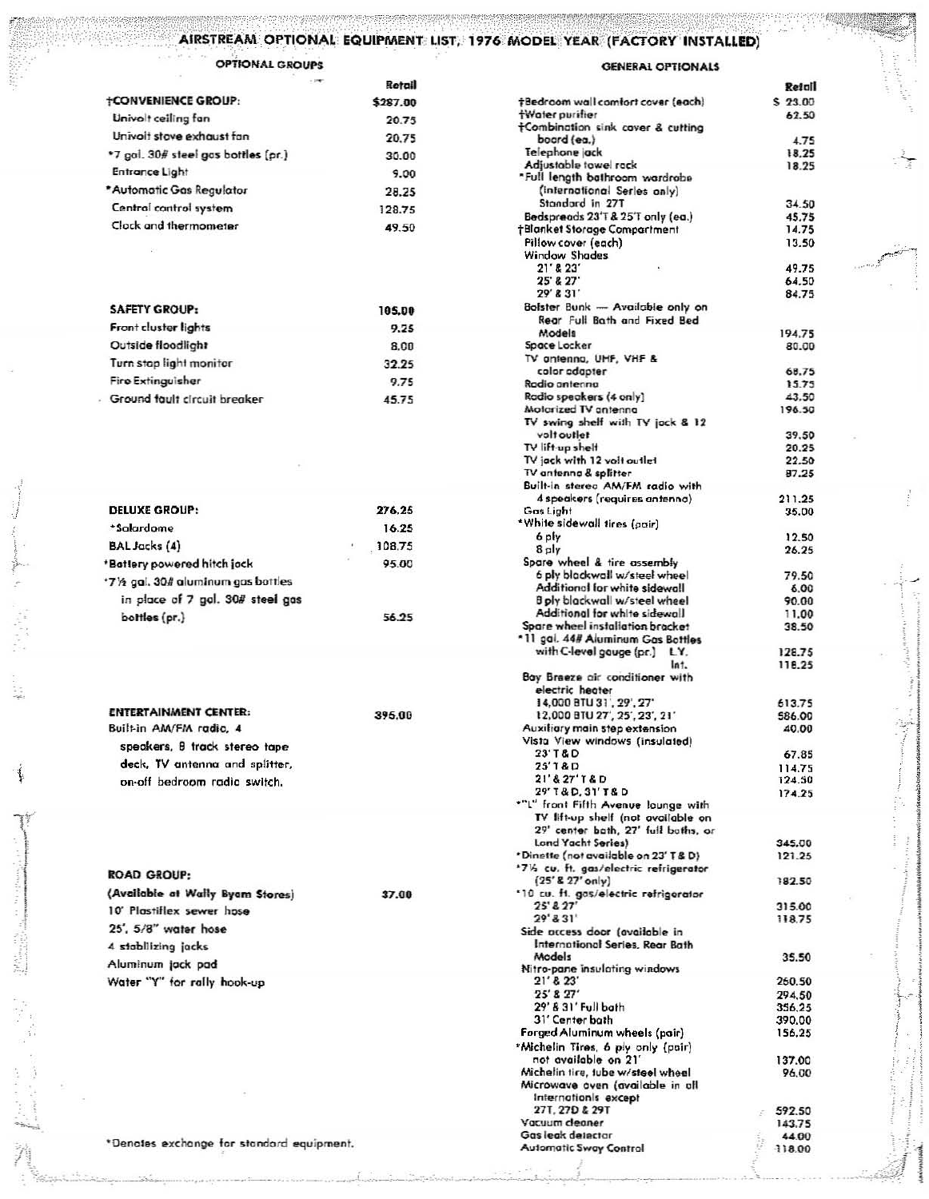# AIRSTREAM OPTIONAL EQUIPMENT LIST, 1976 MODEL YEAR (FACTORY INSTALLED)

## OPTIONAL GROUPS

| | Retail |
|---|---|
| **†CONVENIENCE GROUP:** | **$287.00** |
| Univolt ceiling fan | 20.75 |
| Univolt stove exhaust fan | 20.75 |
| *7 gal. 30# steel gas bottles (pr.) | 30.00 |
| Entrance Light | 9.00 |
| *Automatic Gas Regulator | 28.25 |
| Central control system | 128.75 |
| Clock and thermometer | 49.50 |
| **SAFETY GROUP:** | **105.00** |
| Front cluster lights | 9.25 |
| Outside floodlight | 8.00 |
| Turn stop light monitor | 32.25 |
| Fire Extinguisher | 9.75 |
| Ground fault circuit breaker | 45.75 |
| **DELUXE GROUP:** | **276.25** |
| *Solardome | 16.25 |
| BAL Jacks (4) | 108.75 |
| *Battery powered hitch jack | 95.00 |
| *7½ gal. 30# aluminum gas bottles in place of 7 gal. 30# steel gas bottles (pr.) | 56.25 |
| **ENTERTAINMENT CENTER:** | **395.00** |
| Built-in AM/FM radio, 4 speakers, 8 track stereo tape deck, TV antenna and splitter, on-off bedroom radio switch. | |
| **ROAD GROUP:** | |
| **(Available at Wally Byam Stores)** | **37.00** |
| 10' Plastiflex sewer hose | |
| 25', 5/8" water hose | |
| 4 stabilizing jacks | |
| Aluminum jack pad | |
| Water "Y" for rally hook-up | |

*Denotes exchange for standard equipment.

## GENERAL OPTIONALS

| | Retail |
|---|---|
| †Bedroom wall comfort cover (each) | $ 23.00 |
| †Water purifier | 62.50 |
| †Combination sink cover & cutting board (ea.) | 4.75 |
| Telephone jack | 18.25 |
| Adjustable towel rack | 18.25 |
| *Full length bathroom wardrobe (International Series only) Standard in 27T | 34.50 |
| Bedspreads 23'T & 25'T only (ea.) | 45.75 |
| †Blanket Storage Compartment | 14.75 |
| Pillow cover (each) | 13.50 |
| Window Shades | |
| 21' & 23' | 49.75 |
| 25' & 27' | 64.50 |
| 29' & 31' | 84.75 |
| Bolster Bunk — Available only on Rear Full Bath and Fixed Bed Models | 194.75 |
| Space Locker | 80.00 |
| TV antenna, UHF, VHF & color adapter | 68.75 |
| Radio antenna | 15.75 |
| Radio speakers (4 only) | 43.50 |
| Motorized TV antenna | 196.50 |
| TV swing shelf with TV jack & 12 volt outlet | 39.50 |
| TV lift-up shelf | 20.25 |
| TV jack with 12 volt outlet | 22.50 |
| TV antenna & splitter | 87.25 |
| Built-in stereo AM/FM radio with 4 speakers (requires antenna) | 211.25 |
| Gas Light | 35.00 |
| *White sidewall tires (pair) | |
| 6 ply | 12.50 |
| 8 ply | 26.25 |
| Spare wheel & tire assembly | |
| 6 ply blackwall w/steel wheel | 79.50 |
| Additional for white sidewall | 6.00 |
| 8 ply blackwall w/steel wheel | 90.00 |
| Additional for white sidewall | 11.00 |
| Spare wheel installation bracket | 38.50 |
| *11 gal. 44# Aluminum Gas Bottles with C-level gauge (pr.) L.Y. | 128.75 |
| Int. | 118.25 |
| Bay Breeze air conditioner with electric heater | |
| 14,000 BTU 31', 29', 27' | 613.75 |
| 12,000 BTU 27', 25', 23', 21' | 586.00 |
| Auxiliary main step extension | 40.00 |
| Vista View windows (insulated) | |
| 23' T & D | 67.85 |
| 25' T & D | 114.75 |
| 21' & 27' T & D | 124.50 |
| 29' T & D, 31' T & D | 174.25 |
| *"L" front Fifth Avenue lounge with TV lift-up shelf (not available on 29' center bath, 27' full baths, or Land Yacht Series) | 345.00 |
| *Dinette (not available on 23' T & D) | 121.25 |
| *7½ cu. ft. gas/electric refrigerator (25' & 27' only) | 182.50 |
| *10 cu. ft. gas/electric refrigerator | |
| 25' & 27' | 315.00 |
| 29' & 31' | 118.75 |
| Side access door (available in International Series, Rear Bath Models | 35.50 |
| Nitro-pane insulating windows | |
| 21' & 23' | 260.50 |
| 25' & 27' | 294.50 |
| 29' & 31' Full bath | 356.25 |
| 31' Center bath | 390.00 |
| Forged Aluminum wheels (pair) | 156.25 |
| *Michelin Tires, 6 ply only (pair) not available on 21' | 137.00 |
| Michelin tire, tube w/steel wheel | 96.00 |
| Microwave oven (available in all Internationals except 27T, 27D & 29T | 592.50 |
| Vacuum cleaner | 143.75 |
| Gas leak detector | 44.00 |
| Automatic Sway Control | 118.00 |